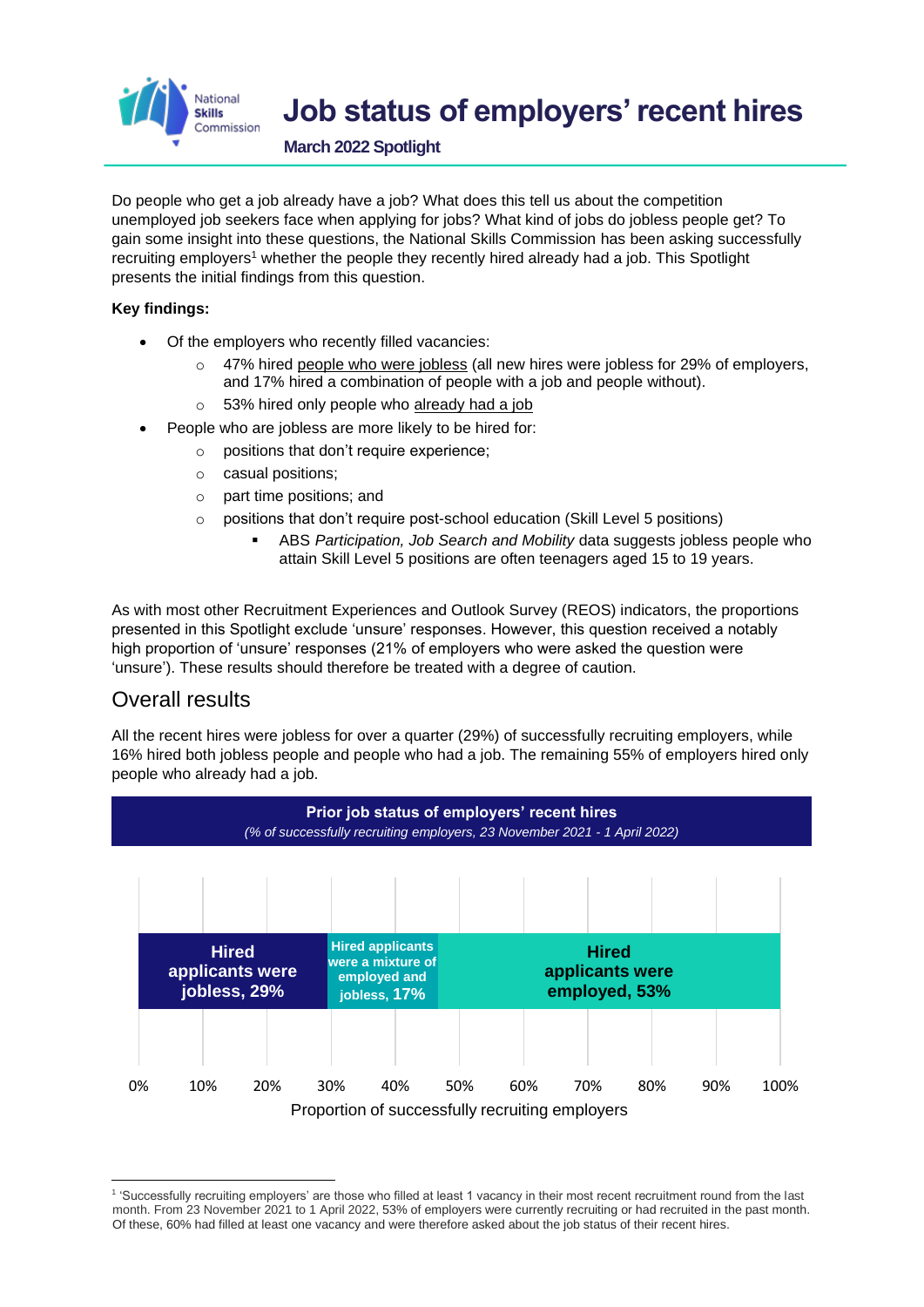# Job status of employers' recent hires

**March 2022 Spotlight**

Do people who get a job already have a job? What does this tell us about the competition unemployed job seekers face when applying for jobs? What kind of jobs do jobless people get? To gain some insight into these questions, the National Skills Commission has been asking successfully recruiting employers[1] whether the people they recently hired already had a job. This Spotlight presents the initial findings from this question.

**Key findings:**

- Of the employers who recently filled vacancies:
  - 47% hired people who were jobless (all new hires were jobless for 29% of employers, and 17% hired a combination of people with a job and people without).
  - 53% hired only people who already had a job
- People who are jobless are more likely to be hired for:
  - positions that don't require experience;
  - casual positions;
  - part time positions; and
  - positions that don't require post-school education (Skill Level 5 positions)
    - ABS *Participation, Job Search and Mobility* data suggests jobless people who attain Skill Level 5 positions are often teenagers aged 15 to 19 years.

As with most other Recruitment Experiences and Outlook Survey (REOS) indicators, the proportions presented in this Spotlight exclude 'unsure' responses. However, this question received a notably high proportion of 'unsure' responses (21% of employers who were asked the question were 'unsure'). These results should therefore be treated with a degree of caution.

## Overall results

All the recent hires were jobless for over a quarter (29%) of successfully recruiting employers, while 16% hired both jobless people and people who had a job. The remaining 55% of employers hired only people who already had a job.

**Prior job status of employers' recent hires**

*(% of successfully recruiting employers, 23 November 2021 - 1 April 2022)*

| Category | Proportion of successfully recruiting employers |
|---|---|
| Hired applicants were jobless | 29% |
| Hired applicants were a mixture of employed and jobless | 17% |
| Hired applicants were employed | 53% |

[1] 'Successfully recruiting employers' are those who filled at least 1 vacancy in their most recent recruitment round from the last month. From 23 November 2021 to 1 April 2022, 53% of employers were currently recruiting or had recruited in the past month. Of these, 60% had filled at least one vacancy and were therefore asked about the job status of their recent hires.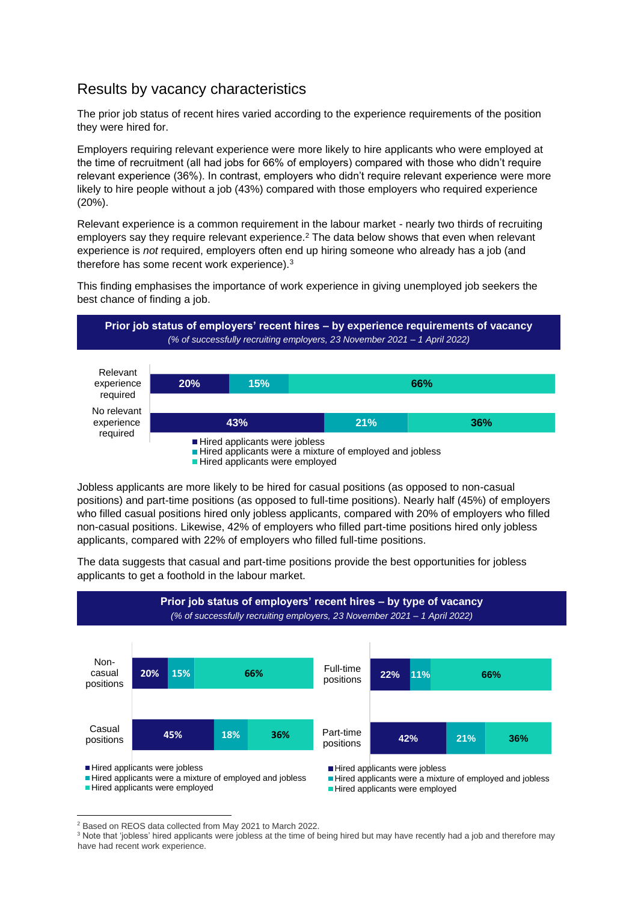## Results by vacancy characteristics

The prior job status of recent hires varied according to the experience requirements of the position they were hired for.

Employers requiring relevant experience were more likely to hire applicants who were employed at the time of recruitment (all had jobs for 66% of employers) compared with those who didn't require relevant experience (36%). In contrast, employers who didn't require relevant experience were more likely to hire people without a job (43%) compared with those employers who required experience (20%).

Relevant experience is a common requirement in the labour market - nearly two thirds of recruiting employers say they require relevant experience.[2] The data below shows that even when relevant experience is *not* required, employers often end up hiring someone who already has a job (and therefore has some recent work experience).[3]

This finding emphasises the importance of work experience in giving unemployed job seekers the best chance of finding a job.

**Prior job status of employers' recent hires – by experience requirements of vacancy**

*(% of successfully recruiting employers, 23 November 2021 – 1 April 2022)*

| | Hired applicants were jobless | Hired applicants were a mixture of employed and jobless | Hired applicants were employed |
|---|---|---|---|
| Relevant experience required | 20% | 15% | 66% |
| No relevant experience required | 43% | 21% | 36% |

Jobless applicants are more likely to be hired for casual positions (as opposed to non-casual positions) and part-time positions (as opposed to full-time positions). Nearly half (45%) of employers who filled casual positions hired only jobless applicants, compared with 20% of employers who filled non-casual positions. Likewise, 42% of employers who filled part-time positions hired only jobless applicants, compared with 22% of employers who filled full-time positions.

The data suggests that casual and part-time positions provide the best opportunities for jobless applicants to get a foothold in the labour market.

**Prior job status of employers' recent hires – by type of vacancy**

*(% of successfully recruiting employers, 23 November 2021 – 1 April 2022)*

| | Hired applicants were jobless | Hired applicants were a mixture of employed and jobless | Hired applicants were employed |
|---|---|---|---|
| Non-casual positions | 20% | 15% | 66% |
| Casual positions | 45% | 18% | 36% |
| Full-time positions | 22% | 11% | 66% |
| Part-time positions | 42% | 21% | 36% |

[2] Based on REOS data collected from May 2021 to March 2022.

[3] Note that 'jobless' hired applicants were jobless at the time of being hired but may have recently had a job and therefore may have had recent work experience.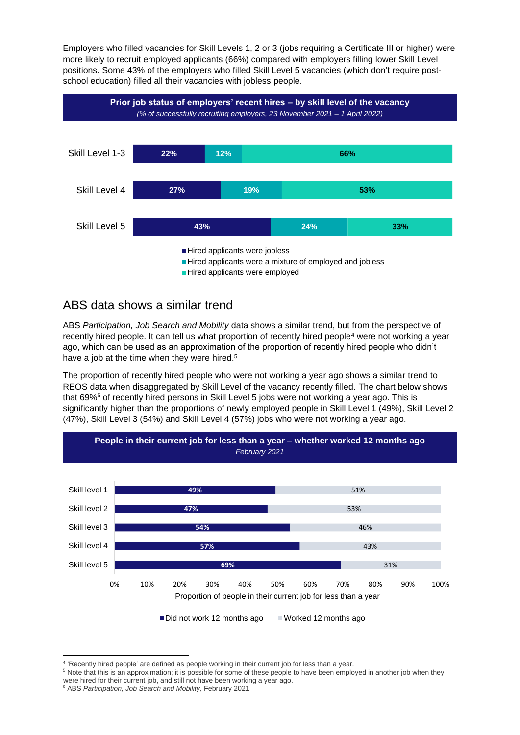Employers who filled vacancies for Skill Levels 1, 2 or 3 (jobs requiring a Certificate III or higher) were more likely to recruit employed applicants (66%) compared with employers filling lower Skill Level positions. Some 43% of the employers who filled Skill Level 5 vacancies (which don't require post-school education) filled all their vacancies with jobless people.

**Prior job status of employers' recent hires – by skill level of the vacancy**
*(% of successfully recruiting employers, 23 November 2021 – 1 April 2022)*

| | Hired applicants were jobless | Hired applicants were a mixture of employed and jobless | Hired applicants were employed |
|---|---|---|---|
| Skill Level 1-3 | 22% | 12% | 66% |
| Skill Level 4 | 27% | 19% | 53% |
| Skill Level 5 | 43% | 24% | 33% |

## ABS data shows a similar trend

ABS *Participation, Job Search and Mobility* data shows a similar trend, but from the perspective of recently hired people. It can tell us what proportion of recently hired people[4] were not working a year ago, which can be used as an approximation of the proportion of recently hired people who didn't have a job at the time when they were hired.[5]

The proportion of recently hired people who were not working a year ago shows a similar trend to REOS data when disaggregated by Skill Level of the vacancy recently filled. The chart below shows that 69%[6] of recently hired persons in Skill Level 5 jobs were not working a year ago. This is significantly higher than the proportions of newly employed people in Skill Level 1 (49%), Skill Level 2 (47%), Skill Level 3 (54%) and Skill Level 4 (57%) jobs who were not working a year ago.

**People in their current job for less than a year – whether worked 12 months ago**
*February 2021*

| Proportion of people in their current job for less than a year | Did not work 12 months ago | Worked 12 months ago |
|---|---|---|
| Skill level 1 | 49% | 51% |
| Skill level 2 | 47% | 53% |
| Skill level 3 | 54% | 46% |
| Skill level 4 | 57% | 43% |
| Skill level 5 | 69% | 31% |

[4] 'Recently hired people' are defined as people working in their current job for less than a year.

[5] Note that this is an approximation; it is possible for some of these people to have been employed in another job when they were hired for their current job, and still not have been working a year ago.

[6] ABS *Participation, Job Search and Mobility,* February 2021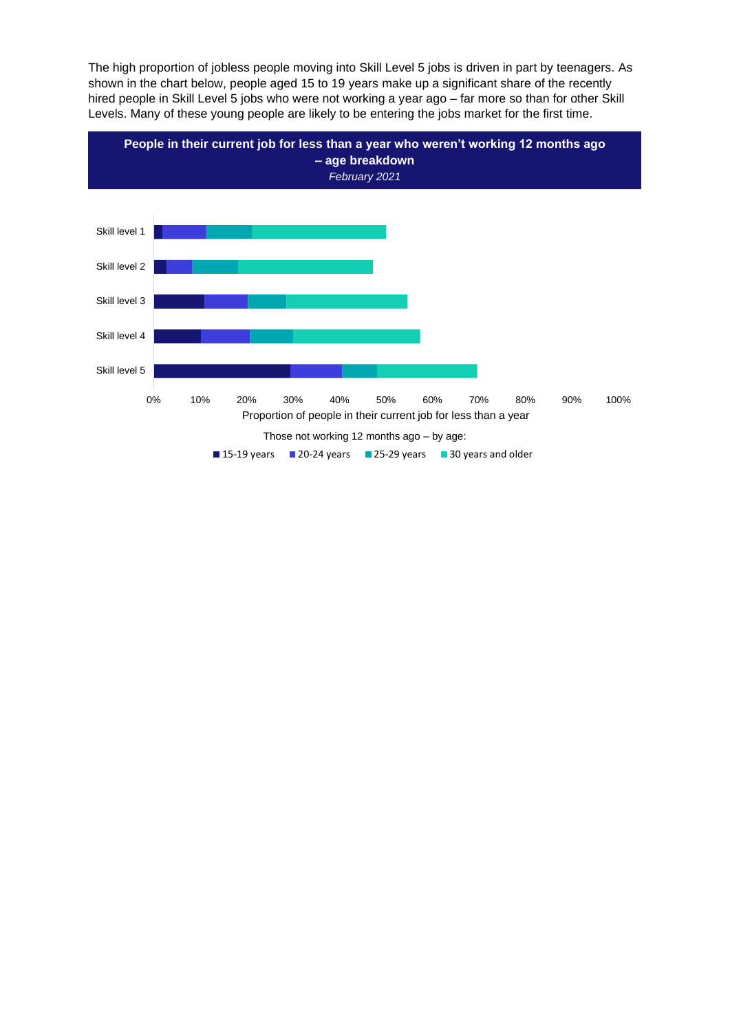The high proportion of jobless people moving into Skill Level 5 jobs is driven in part by teenagers. As shown in the chart below, people aged 15 to 19 years make up a significant share of the recently hired people in Skill Level 5 jobs who were not working a year ago – far more so than for other Skill Levels. Many of these young people are likely to be entering the jobs market for the first time.

**People in their current job for less than a year who weren't working 12 months ago – age breakdown**

*February 2021*

Skill level 1
Skill level 2
Skill level 3
Skill level 4
Skill level 5

0% 10% 20% 30% 40% 50% 60% 70% 80% 90% 100%

Proportion of people in their current job for less than a year

Those not working 12 months ago – by age:

15-19 years
20-24 years
25-29 years
30 years and older